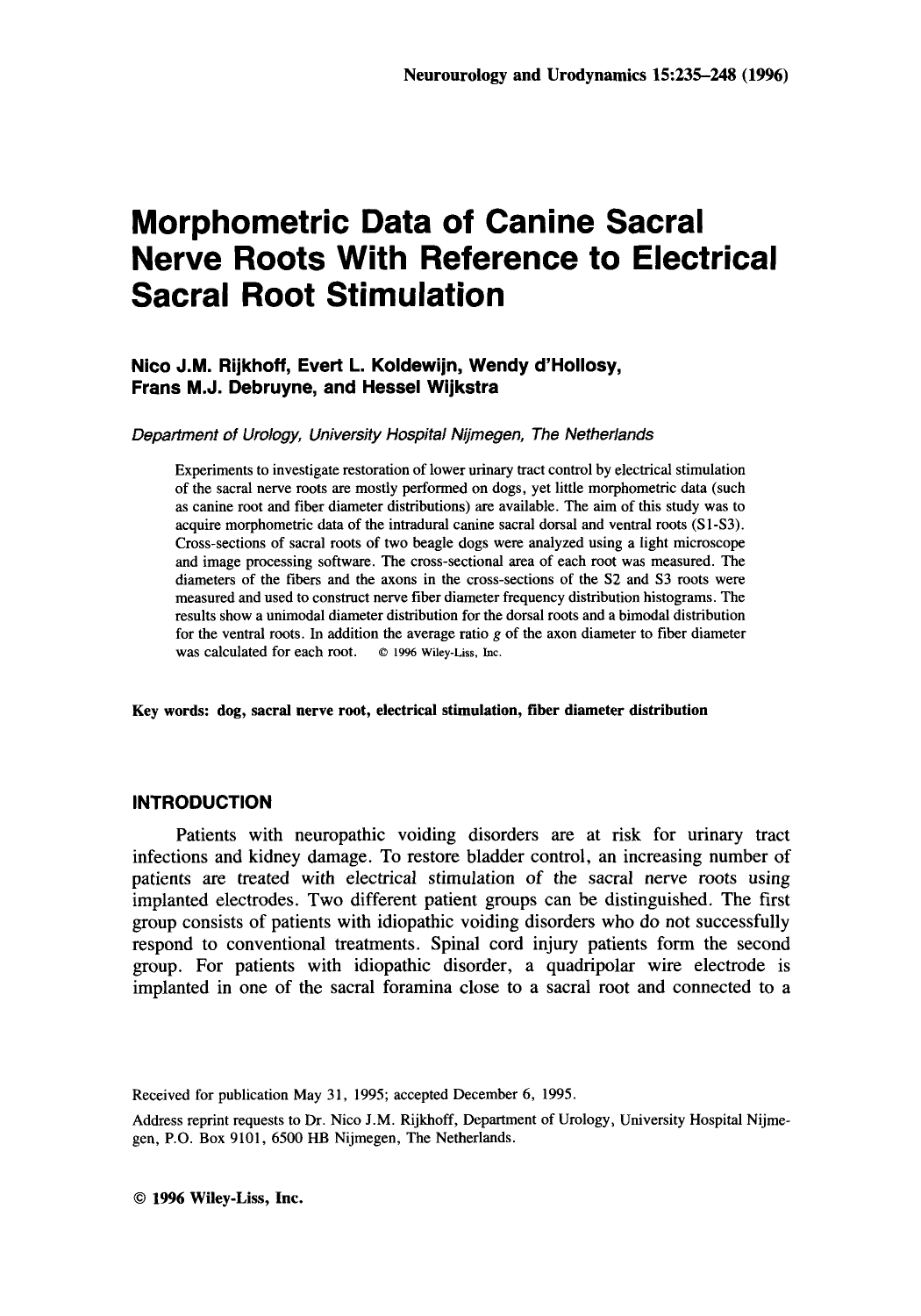# Morphometric Data of Canine Sacral Nerve Roots With Reference to Electrical Sacral Root Stimulation

**Nico J.M. Rijkhoff, Evert L. Koldewijn, Wendy d'Hollosy, Frans M.J. Debruyne, and Hessel Wijkstra**

*Department of Urology, University Hospital Nijmegen, The Netherlands*

Experiments to investigate restoration of lower urinary tract control by electrical stimulation of the sacral nerve roots are mostly performed on dogs, yet little morphometric data (such as canine root and fiber diameter distributions) are available. The aim of this study was to acquire morphometric data of the intradural canine sacral dorsal and ventral roots (S1-S3). Cross-sections of sacral roots of two beagle dogs were analyzed using a light microscope and image processing software. The cross-sectional area of each root was measured. The diameters of the fibers and the axons in the cross-sections of the S2 and S3 roots were measured and used to construct nerve fiber diameter frequency distribution histograms. The results show a unimodal diameter distribution for the dorsal roots and a bimodal distribution for the ventral roots. In addition the average ratio $g$ of the axon diameter to fiber diameter was calculated for each root. © 1996 Wiley-Liss, Inc.

**Key words: dog, sacral nerve root, electrical stimulation, fiber diameter distribution**

## INTRODUCTION

Patients with neuropathic voiding disorders are at risk for urinary tract infections and kidney damage. To restore bladder control, an increasing number of patients are treated with electrical stimulation of the sacral nerve roots using implanted electrodes. Two different patient groups can be distinguished. The first group consists of patients with idiopathic voiding disorders who do not successfully respond to conventional treatments. Spinal cord injury patients form the second group. For patients with idiopathic disorder, a quadripolar wire electrode is implanted in one of the sacral foramina close to a sacral root and connected to a

Received for publication May 31, 1995; accepted December 6, 1995.

Address reprint requests to Dr. Nico J.M. Rijkhoff, Department of Urology, University Hospital Nijmegen, P.O. Box 9101, 6500 HB Nijmegen, The Netherlands.

© 1996 Wiley-Liss, Inc.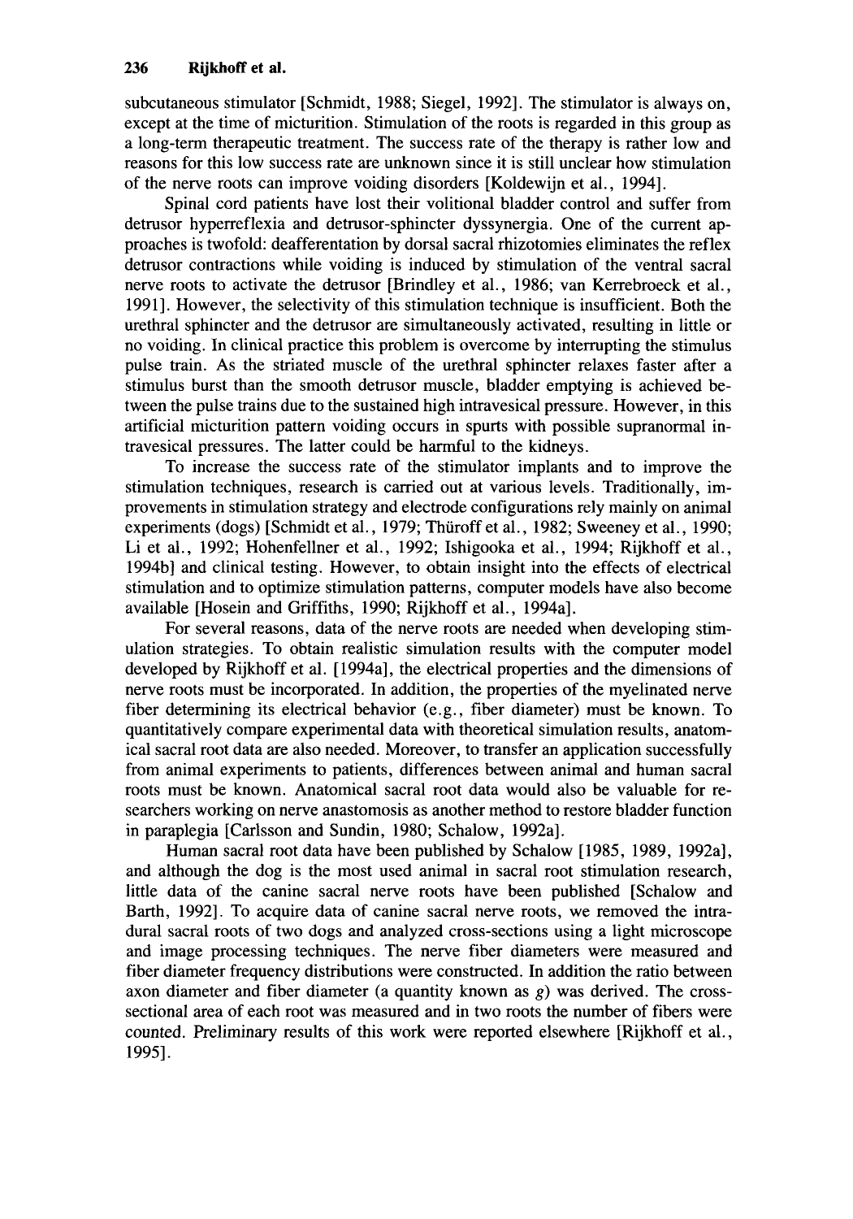subcutaneous stimulator [Schmidt, 1988; Siegel, 1992]. The stimulator is always on, except at the time of micturition. Stimulation of the roots is regarded in this group as a long-term therapeutic treatment. The success rate of the therapy is rather low and reasons for this low success rate are unknown since it is still unclear how stimulation of the nerve roots can improve voiding disorders [Koldewijn et al., 1994].

Spinal cord patients have lost their volitional bladder control and suffer from detrusor hyperreflexia and detrusor-sphincter dyssynergia. One of the current approaches is twofold: deafferentation by dorsal sacral rhizotomies eliminates the reflex detrusor contractions while voiding is induced by stimulation of the ventral sacral nerve roots to activate the detrusor [Brindley et al., 1986; van Kerrebroeck et al., 1991]. However, the selectivity of this stimulation technique is insufficient. Both the urethral sphincter and the detrusor are simultaneously activated, resulting in little or no voiding. In clinical practice this problem is overcome by interrupting the stimulus pulse train. As the striated muscle of the urethral sphincter relaxes faster after a stimulus burst than the smooth detrusor muscle, bladder emptying is achieved between the pulse trains due to the sustained high intravesical pressure. However, in this artificial micturition pattern voiding occurs in spurts with possible supranormal intravesical pressures. The latter could be harmful to the kidneys.

To increase the success rate of the stimulator implants and to improve the stimulation techniques, research is carried out at various levels. Traditionally, improvements in stimulation strategy and electrode configurations rely mainly on animal experiments (dogs) [Schmidt et al., 1979; Thüroff et al., 1982; Sweeney et al., 1990; Li et al., 1992; Hohenfellner et al., 1992; Ishigooka et al., 1994; Rijkhoff et al., 1994b] and clinical testing. However, to obtain insight into the effects of electrical stimulation and to optimize stimulation patterns, computer models have also become available [Hosein and Griffiths, 1990; Rijkhoff et al., 1994a].

For several reasons, data of the nerve roots are needed when developing stimulation strategies. To obtain realistic simulation results with the computer model developed by Rijkhoff et al. [1994a], the electrical properties and the dimensions of nerve roots must be incorporated. In addition, the properties of the myelinated nerve fiber determining its electrical behavior (e.g., fiber diameter) must be known. To quantitatively compare experimental data with theoretical simulation results, anatomical sacral root data are also needed. Moreover, to transfer an application successfully from animal experiments to patients, differences between animal and human sacral roots must be known. Anatomical sacral root data would also be valuable for researchers working on nerve anastomosis as another method to restore bladder function in paraplegia [Carlsson and Sundin, 1980; Schalow, 1992a].

Human sacral root data have been published by Schalow [1985, 1989, 1992a], and although the dog is the most used animal in sacral root stimulation research, little data of the canine sacral nerve roots have been published [Schalow and Barth, 1992]. To acquire data of canine sacral nerve roots, we removed the intradural sacral roots of two dogs and analyzed cross-sections using a light microscope and image processing techniques. The nerve fiber diameters were measured and fiber diameter frequency distributions were constructed. In addition the ratio between axon diameter and fiber diameter (a quantity known as $g$) was derived. The cross-sectional area of each root was measured and in two roots the number of fibers were counted. Preliminary results of this work were reported elsewhere [Rijkhoff et al., 1995].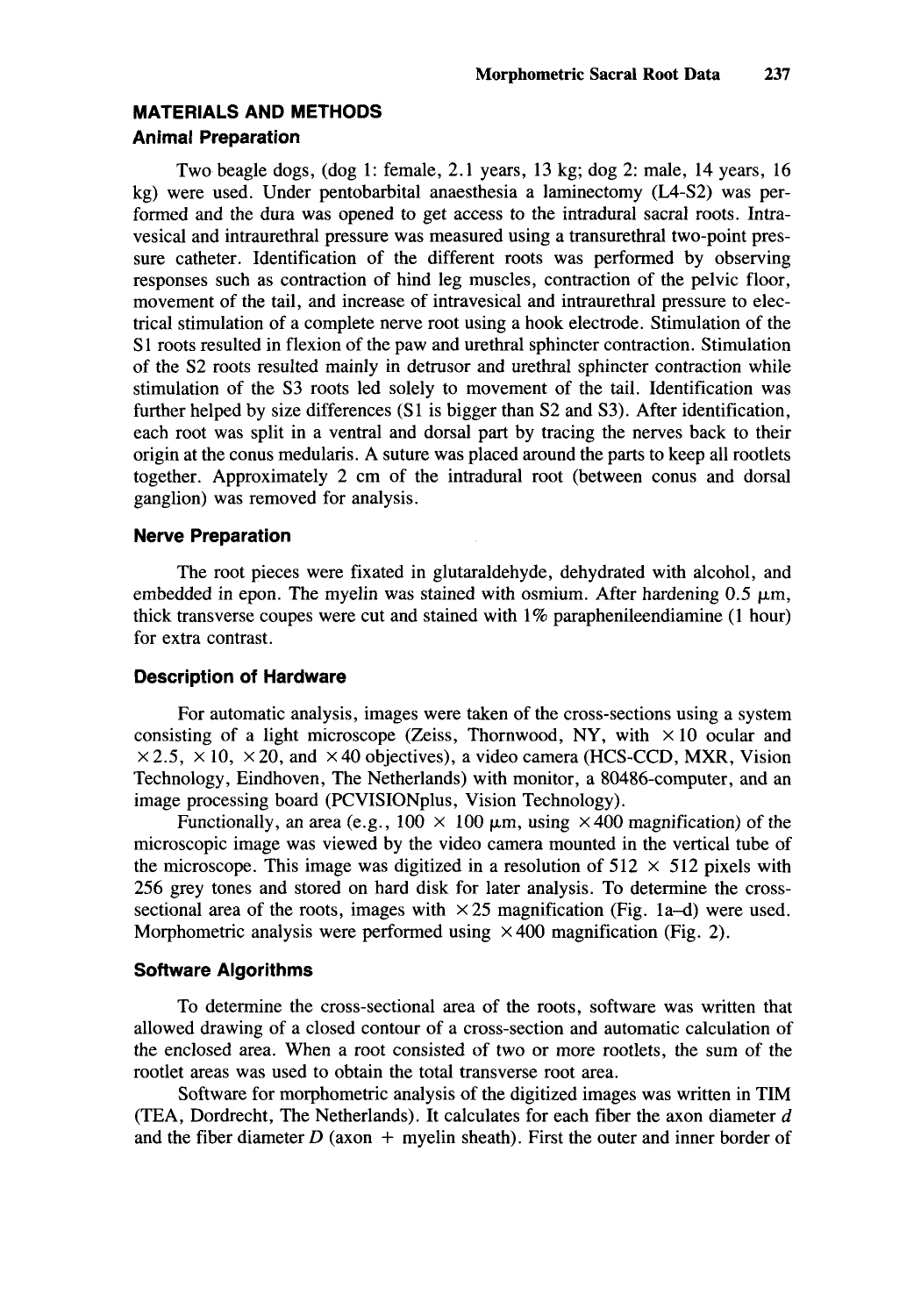## MATERIALS AND METHODS

### Animal Preparation

Two beagle dogs, (dog 1: female, 2.1 years, 13 kg; dog 2: male, 14 years, 16 kg) were used. Under pentobarbital anaesthesia a laminectomy (L4-S2) was performed and the dura was opened to get access to the intradural sacral roots. Intravesical and intraurethral pressure was measured using a transurethral two-point pressure catheter. Identification of the different roots was performed by observing responses such as contraction of hind leg muscles, contraction of the pelvic floor, movement of the tail, and increase of intravesical and intraurethral pressure to electrical stimulation of a complete nerve root using a hook electrode. Stimulation of the S1 roots resulted in flexion of the paw and urethral sphincter contraction. Stimulation of the S2 roots resulted mainly in detrusor and urethral sphincter contraction while stimulation of the S3 roots led solely to movement of the tail. Identification was further helped by size differences (S1 is bigger than S2 and S3). After identification, each root was split in a ventral and dorsal part by tracing the nerves back to their origin at the conus medularis. A suture was placed around the parts to keep all rootlets together. Approximately 2 cm of the intradural root (between conus and dorsal ganglion) was removed for analysis.

### Nerve Preparation

The root pieces were fixated in glutaraldehyde, dehydrated with alcohol, and embedded in epon. The myelin was stained with osmium. After hardening 0.5 μm, thick transverse coupes were cut and stained with 1% paraphenileendiamine (1 hour) for extra contrast.

### Description of Hardware

For automatic analysis, images were taken of the cross-sections using a system consisting of a light microscope (Zeiss, Thornwood, NY, with ×10 ocular and ×2.5, ×10, ×20, and ×40 objectives), a video camera (HCS-CCD, MXR, Vision Technology, Eindhoven, The Netherlands) with monitor, a 80486-computer, and an image processing board (PCVISIONplus, Vision Technology).

Functionally, an area (e.g., 100 × 100 μm, using ×400 magnification) of the microscopic image was viewed by the video camera mounted in the vertical tube of the microscope. This image was digitized in a resolution of 512 × 512 pixels with 256 grey tones and stored on hard disk for later analysis. To determine the cross-sectional area of the roots, images with ×25 magnification (Fig. 1a–d) were used. Morphometric analysis were performed using ×400 magnification (Fig. 2).

### Software Algorithms

To determine the cross-sectional area of the roots, software was written that allowed drawing of a closed contour of a cross-section and automatic calculation of the enclosed area. When a root consisted of two or more rootlets, the sum of the rootlet areas was used to obtain the total transverse root area.

Software for morphometric analysis of the digitized images was written in TIM (TEA, Dordrecht, The Netherlands). It calculates for each fiber the axon diameter $d$ and the fiber diameter $D$ (axon + myelin sheath). First the outer and inner border of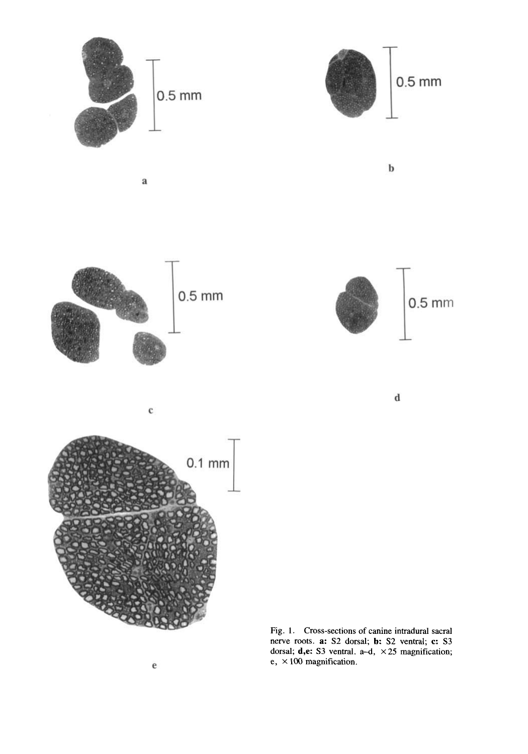Fig. 1. Cross-sections of canine intradural sacral nerve roots. **a:** S2 dorsal; **b:** S2 ventral; **c:** S3 dorsal; **d,e:** S3 ventral. a–d, ×25 magnification; e, ×100 magnification.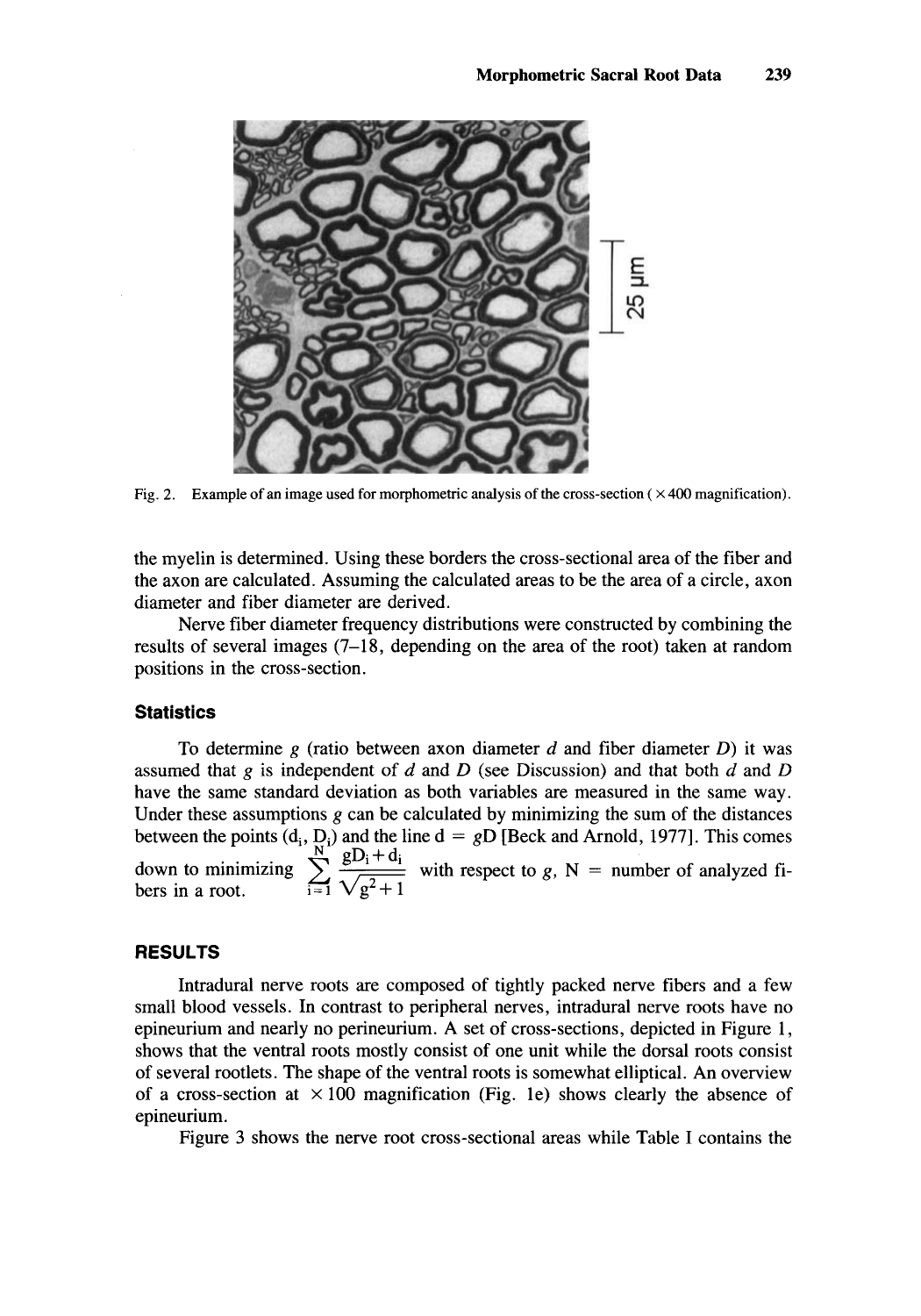Fig. 2. Example of an image used for morphometric analysis of the cross-section ( × 400 magnification).

the myelin is determined. Using these borders the cross-sectional area of the fiber and the axon are calculated. Assuming the calculated areas to be the area of a circle, axon diameter and fiber diameter are derived.

Nerve fiber diameter frequency distributions were constructed by combining the results of several images (7–18, depending on the area of the root) taken at random positions in the cross-section.

### Statistics

To determine $g$ (ratio between axon diameter $d$ and fiber diameter $D$) it was assumed that $g$ is independent of $d$ and $D$ (see Discussion) and that both $d$ and $D$ have the same standard deviation as both variables are measured in the same way. Under these assumptions $g$ can be calculated by minimizing the sum of the distances between the points ($d_i$, $D_i$) and the line $d = gD$ [Beck and Arnold, 1977]. This comes down to minimizing $\sum_{i=1}^{N} \frac{gD_i + d_i}{\sqrt{g^2+1}}$ with respect to $g$, N = number of analyzed fibers in a root.

## RESULTS

Intradural nerve roots are composed of tightly packed nerve fibers and a few small blood vessels. In contrast to peripheral nerves, intradural nerve roots have no epineurium and nearly no perineurium. A set of cross-sections, depicted in Figure 1, shows that the ventral roots mostly consist of one unit while the dorsal roots consist of several rootlets. The shape of the ventral roots is somewhat elliptical. An overview of a cross-section at × 100 magnification (Fig. 1e) shows clearly the absence of epineurium.

Figure 3 shows the nerve root cross-sectional areas while Table I contains the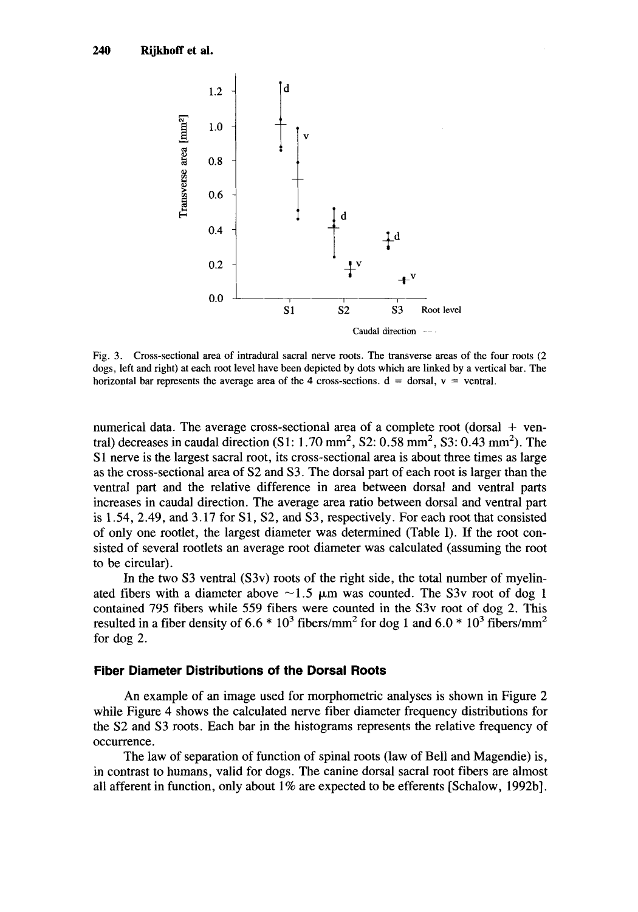Fig. 3. Cross-sectional area of intradural sacral nerve roots. The transverse areas of the four roots (2 dogs, left and right) at each root level have been depicted by dots which are linked by a vertical bar. The horizontal bar represents the average area of the 4 cross-sections. d = dorsal, v = ventral.

numerical data. The average cross-sectional area of a complete root (dorsal + ventral) decreases in caudal direction (S1: 1.70 mm$^2$, S2: 0.58 mm$^2$, S3: 0.43 mm$^2$). The S1 nerve is the largest sacral root, its cross-sectional area is about three times as large as the cross-sectional area of S2 and S3. The dorsal part of each root is larger than the ventral part and the relative difference in area between dorsal and ventral parts increases in caudal direction. The average area ratio between dorsal and ventral part is 1.54, 2.49, and 3.17 for S1, S2, and S3, respectively. For each root that consisted of only one rootlet, the largest diameter was determined (Table I). If the root consisted of several rootlets an average root diameter was calculated (assuming the root to be circular).

In the two S3 ventral (S3v) roots of the right side, the total number of myelinated fibers with a diameter above ~1.5 μm was counted. The S3v root of dog 1 contained 795 fibers while 559 fibers were counted in the S3v root of dog 2. This resulted in a fiber density of $6.6 * 10^3$ fibers/mm$^2$ for dog 1 and $6.0 * 10^3$ fibers/mm$^2$ for dog 2.

## Fiber Diameter Distributions of the Dorsal Roots

An example of an image used for morphometric analyses is shown in Figure 2 while Figure 4 shows the calculated nerve fiber diameter frequency distributions for the S2 and S3 roots. Each bar in the histograms represents the relative frequency of occurrence.

The law of separation of function of spinal roots (law of Bell and Magendie) is, in contrast to humans, valid for dogs. The canine dorsal sacral root fibers are almost all afferent in function, only about 1% are expected to be efferents [Schalow, 1992b].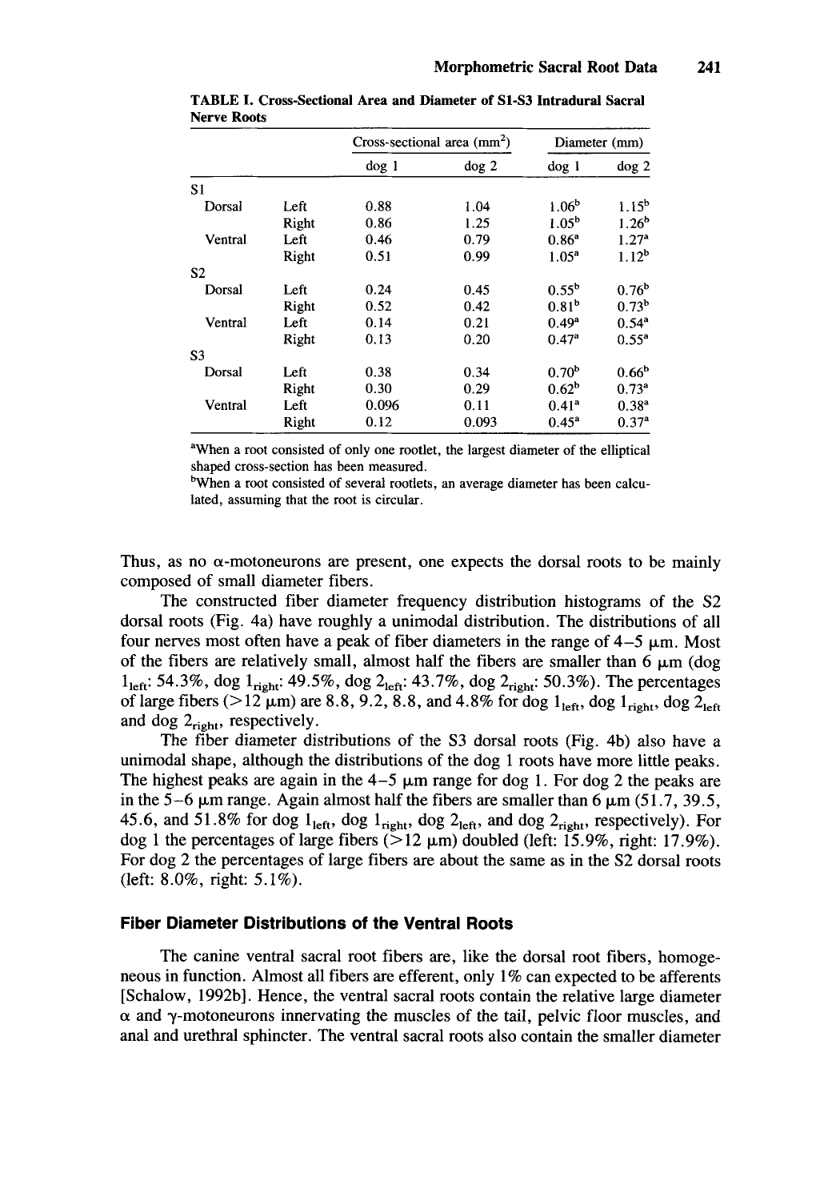**TABLE I. Cross-Sectional Area and Diameter of S1-S3 Intradural Sacral Nerve Roots**

| | | Cross-sectional area ($mm^2$) | | Diameter (mm) | |
|---|---|---|---|---|---|
| | | dog 1 | dog 2 | dog 1 | dog 2 |
| S1 | | | | | |
| Dorsal | Left | 0.88 | 1.04 | 1.06[b] | 1.15[b] |
| | Right | 0.86 | 1.25 | 1.05[b] | 1.26[b] |
| Ventral | Left | 0.46 | 0.79 | 0.86[a] | 1.27[a] |
| | Right | 0.51 | 0.99 | 1.05[a] | 1.12[b] |
| S2 | | | | | |
| Dorsal | Left | 0.24 | 0.45 | 0.55[b] | 0.76[b] |
| | Right | 0.52 | 0.42 | 0.81[b] | 0.73[b] |
| Ventral | Left | 0.14 | 0.21 | 0.49[a] | 0.54[a] |
| | Right | 0.13 | 0.20 | 0.47[a] | 0.55[a] |
| S3 | | | | | |
| Dorsal | Left | 0.38 | 0.34 | 0.70[b] | 0.66[b] |
| | Right | 0.30 | 0.29 | 0.62[b] | 0.73[a] |
| Ventral | Left | 0.096 | 0.11 | 0.41[a] | 0.38[a] |
| | Right | 0.12 | 0.093 | 0.45[a] | 0.37[a] |

[a]When a root consisted of only one rootlet, the largest diameter of the elliptical shaped cross-section has been measured.

[b]When a root consisted of several rootlets, an average diameter has been calculated, assuming that the root is circular.

Thus, as no α-motoneurons are present, one expects the dorsal roots to be mainly composed of small diameter fibers.

The constructed fiber diameter frequency distribution histograms of the S2 dorsal roots (Fig. 4a) have roughly a unimodal distribution. The distributions of all four nerves most often have a peak of fiber diameters in the range of 4–5 μm. Most of the fibers are relatively small, almost half the fibers are smaller than 6 μm (dog $1_{left}$: 54.3%, dog $1_{right}$: 49.5%, dog $2_{left}$: 43.7%, dog $2_{right}$: 50.3%). The percentages of large fibers (>12 μm) are 8.8, 9.2, 8.8, and 4.8% for dog $1_{left}$, dog $1_{right}$, dog $2_{left}$ and dog $2_{right}$, respectively.

The fiber diameter distributions of the S3 dorsal roots (Fig. 4b) also have a unimodal shape, although the distributions of the dog 1 roots have more little peaks. The highest peaks are again in the 4–5 μm range for dog 1. For dog 2 the peaks are in the 5–6 μm range. Again almost half the fibers are smaller than 6 μm (51.7, 39.5, 45.6, and 51.8% for dog $1_{left}$, dog $1_{right}$, dog $2_{left}$, and dog $2_{right}$, respectively). For dog 1 the percentages of large fibers (>12 μm) doubled (left: 15.9%, right: 17.9%). For dog 2 the percentages of large fibers are about the same as in the S2 dorsal roots (left: 8.0%, right: 5.1%).

### Fiber Diameter Distributions of the Ventral Roots

The canine ventral sacral root fibers are, like the dorsal root fibers, homogeneous in function. Almost all fibers are efferent, only 1% can expected to be afferents [Schalow, 1992b]. Hence, the ventral sacral roots contain the relative large diameter α and γ-motoneurons innervating the muscles of the tail, pelvic floor muscles, and anal and urethral sphincter. The ventral sacral roots also contain the smaller diameter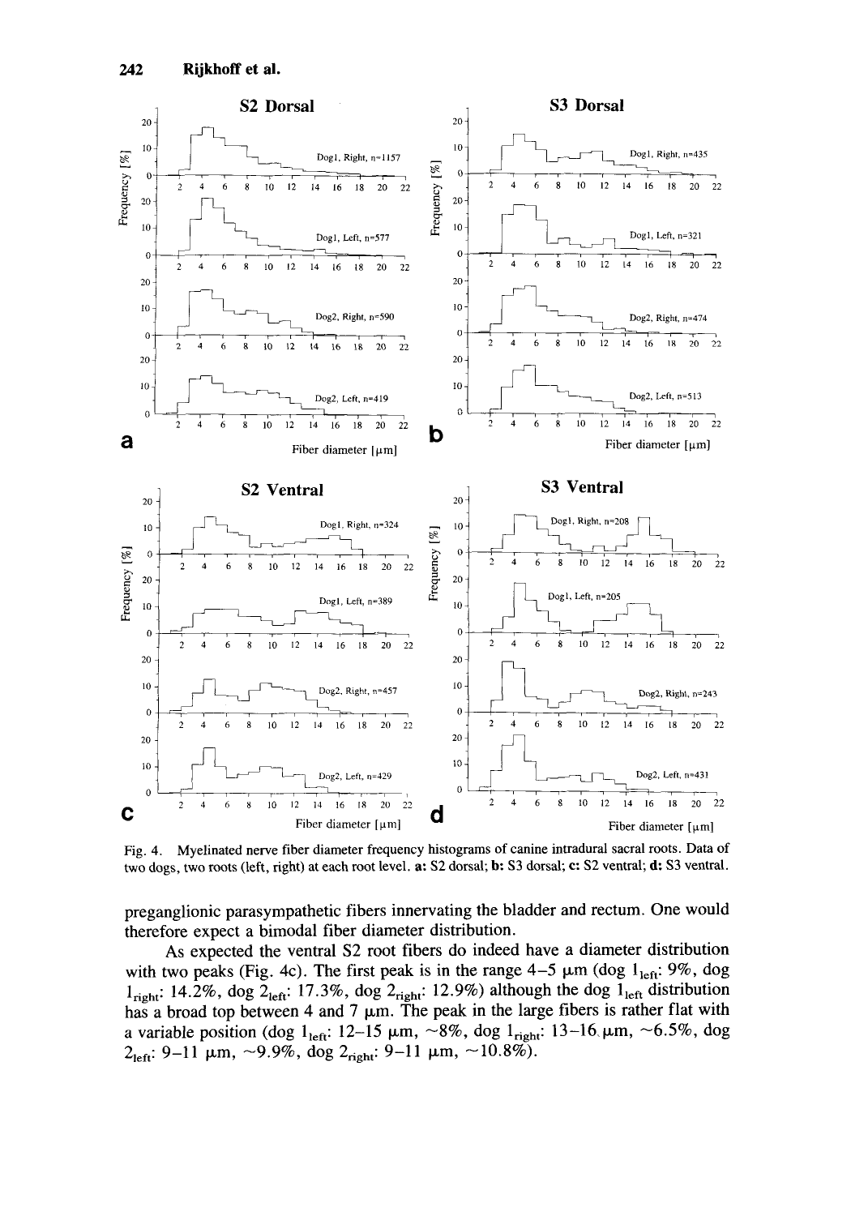Fig. 4. Myelinated nerve fiber diameter frequency histograms of canine intradural sacral roots. Data of two dogs, two roots (left, right) at each root level. **a:** S2 dorsal; **b:** S3 dorsal; **c:** S2 ventral; **d:** S3 ventral.

preganglionic parasympathetic fibers innervating the bladder and rectum. One would therefore expect a bimodal fiber diameter distribution.

As expected the ventral S2 root fibers do indeed have a diameter distribution with two peaks (Fig. 4c). The first peak is in the range 4–5 μm (dog $1_{left}$: 9%, dog $1_{right}$: 14.2%, dog $2_{left}$: 17.3%, dog $2_{right}$: 12.9%) although the dog $1_{left}$ distribution has a broad top between 4 and 7 μm. The peak in the large fibers is rather flat with a variable position (dog $1_{left}$: 12–15 μm, ~8%, dog $1_{right}$: 13–16 μm, ~6.5%, dog $2_{left}$: 9–11 μm, ~9.9%, dog $2_{right}$: 9–11 μm, ~10.8%).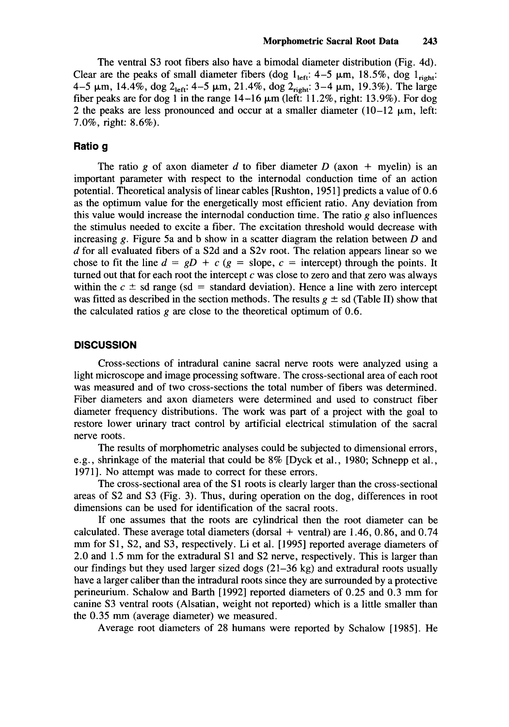The ventral S3 root fibers also have a bimodal diameter distribution (Fig. 4d). Clear are the peaks of small diameter fibers (dog $1_{left}$: 4–5 μm, 18.5%, dog $1_{right}$: 4–5 μm, 14.4%, dog $2_{left}$: 4–5 μm, 21.4%, dog $2_{right}$: 3–4 μm, 19.3%). The large fiber peaks are for dog 1 in the range 14–16 μm (left: 11.2%, right: 13.9%). For dog 2 the peaks are less pronounced and occur at a smaller diameter (10–12 μm, left: 7.0%, right: 8.6%).

### Ratio g

The ratio $g$ of axon diameter $d$ to fiber diameter $D$ (axon + myelin) is an important parameter with respect to the internodal conduction time of an action potential. Theoretical analysis of linear cables [Rushton, 1951] predicts a value of 0.6 as the optimum value for the energetically most efficient ratio. Any deviation from this value would increase the internodal conduction time. The ratio $g$ also influences the stimulus needed to excite a fiber. The excitation threshold would decrease with increasing $g$. Figure 5a and b show in a scatter diagram the relation between $D$ and $d$ for all evaluated fibers of a S2d and a S2v root. The relation appears linear so we chose to fit the line $d = gD + c$ ($g$ = slope, $c$ = intercept) through the points. It turned out that for each root the intercept $c$ was close to zero and that zero was always within the $c \pm$ sd range (sd = standard deviation). Hence a line with zero intercept was fitted as described in the section methods. The results $g \pm$ sd (Table II) show that the calculated ratios $g$ are close to the theoretical optimum of 0.6.

## DISCUSSION

Cross-sections of intradural canine sacral nerve roots were analyzed using a light microscope and image processing software. The cross-sectional area of each root was measured and of two cross-sections the total number of fibers was determined. Fiber diameters and axon diameters were determined and used to construct fiber diameter frequency distributions. The work was part of a project with the goal to restore lower urinary tract control by artificial electrical stimulation of the sacral nerve roots.

The results of morphometric analyses could be subjected to dimensional errors, e.g., shrinkage of the material that could be 8% [Dyck et al., 1980; Schnepp et al., 1971]. No attempt was made to correct for these errors.

The cross-sectional area of the S1 roots is clearly larger than the cross-sectional areas of S2 and S3 (Fig. 3). Thus, during operation on the dog, differences in root dimensions can be used for identification of the sacral roots.

If one assumes that the roots are cylindrical then the root diameter can be calculated. These average total diameters (dorsal + ventral) are 1.46, 0.86, and 0.74 mm for S1, S2, and S3, respectively. Li et al. [1995] reported average diameters of 2.0 and 1.5 mm for the extradural S1 and S2 nerve, respectively. This is larger than our findings but they used larger sized dogs (21–36 kg) and extradural roots usually have a larger caliber than the intradural roots since they are surrounded by a protective perineurium. Schalow and Barth [1992] reported diameters of 0.25 and 0.3 mm for canine S3 ventral roots (Alsatian, weight not reported) which is a little smaller than the 0.35 mm (average diameter) we measured.

Average root diameters of 28 humans were reported by Schalow [1985]. He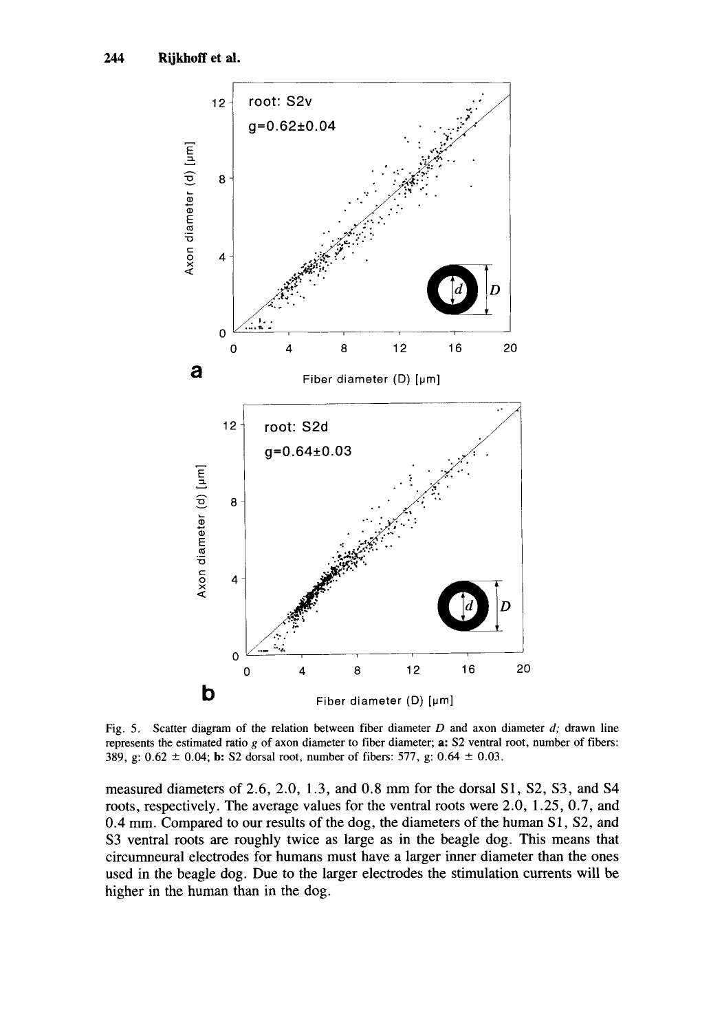Fig. 5. Scatter diagram of the relation between fiber diameter $D$ and axon diameter $d$; drawn line represents the estimated ratio $g$ of axon diameter to fiber diameter; **a:** S2 ventral root, number of fibers: 389, g: 0.62 ± 0.04; **b:** S2 dorsal root, number of fibers: 577, g: 0.64 ± 0.03.

measured diameters of 2.6, 2.0, 1.3, and 0.8 mm for the dorsal S1, S2, S3, and S4 roots, respectively. The average values for the ventral roots were 2.0, 1.25, 0.7, and 0.4 mm. Compared to our results of the dog, the diameters of the human S1, S2, and S3 ventral roots are roughly twice as large as in the beagle dog. This means that circumneural electrodes for humans must have a larger inner diameter than the ones used in the beagle dog. Due to the larger electrodes the stimulation currents will be higher in the human than in the dog.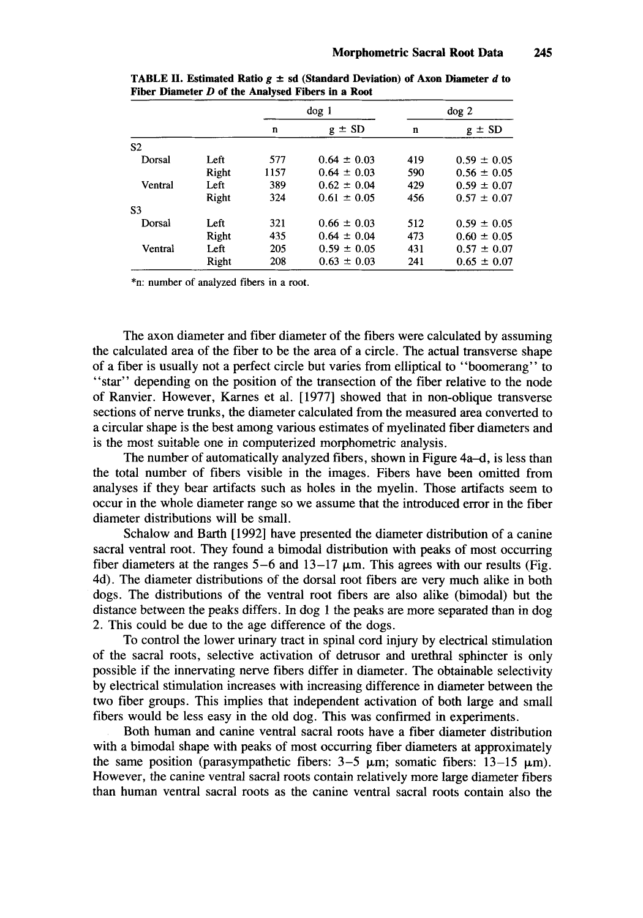**TABLE II. Estimated Ratio $g \pm$ sd (Standard Deviation) of Axon Diameter $d$ to Fiber Diameter $D$ of the Analysed Fibers in a Root**

| | | dog 1 | | dog 2 | |
|---|---|---|---|---|---|
| | | n | g ± SD | n | g ± SD |
| S2 | | | | | |
| Dorsal | Left | 577 | 0.64 ± 0.03 | 419 | 0.59 ± 0.05 |
| | Right | 1157 | 0.64 ± 0.03 | 590 | 0.56 ± 0.05 |
| Ventral | Left | 389 | 0.62 ± 0.04 | 429 | 0.59 ± 0.07 |
| | Right | 324 | 0.61 ± 0.05 | 456 | 0.57 ± 0.07 |
| S3 | | | | | |
| Dorsal | Left | 321 | 0.66 ± 0.03 | 512 | 0.59 ± 0.05 |
| | Right | 435 | 0.64 ± 0.04 | 473 | 0.60 ± 0.05 |
| Ventral | Left | 205 | 0.59 ± 0.05 | 431 | 0.57 ± 0.07 |
| | Right | 208 | 0.63 ± 0.03 | 241 | 0.65 ± 0.07 |

*n: number of analyzed fibers in a root.

The axon diameter and fiber diameter of the fibers were calculated by assuming the calculated area of the fiber to be the area of a circle. The actual transverse shape of a fiber is usually not a perfect circle but varies from elliptical to "boomerang" to "star" depending on the position of the transection of the fiber relative to the node of Ranvier. However, Karnes et al. [1977] showed that in non-oblique transverse sections of nerve trunks, the diameter calculated from the measured area converted to a circular shape is the best among various estimates of myelinated fiber diameters and is the most suitable one in computerized morphometric analysis.

The number of automatically analyzed fibers, shown in Figure 4a–d, is less than the total number of fibers visible in the images. Fibers have been omitted from analyses if they bear artifacts such as holes in the myelin. Those artifacts seem to occur in the whole diameter range so we assume that the introduced error in the fiber diameter distributions will be small.

Schalow and Barth [1992] have presented the diameter distribution of a canine sacral ventral root. They found a bimodal distribution with peaks of most occurring fiber diameters at the ranges 5–6 and 13–17 μm. This agrees with our results (Fig. 4d). The diameter distributions of the dorsal root fibers are very much alike in both dogs. The distributions of the ventral root fibers are also alike (bimodal) but the distance between the peaks differs. In dog 1 the peaks are more separated than in dog 2. This could be due to the age difference of the dogs.

To control the lower urinary tract in spinal cord injury by electrical stimulation of the sacral roots, selective activation of detrusor and urethral sphincter is only possible if the innervating nerve fibers differ in diameter. The obtainable selectivity by electrical stimulation increases with increasing difference in diameter between the two fiber groups. This implies that independent activation of both large and small fibers would be less easy in the old dog. This was confirmed in experiments.

Both human and canine ventral sacral roots have a fiber diameter distribution with a bimodal shape with peaks of most occurring fiber diameters at approximately the same position (parasympathetic fibers: 3–5 μm; somatic fibers: 13–15 μm). However, the canine ventral sacral roots contain relatively more large diameter fibers than human ventral sacral roots as the canine ventral sacral roots contain also the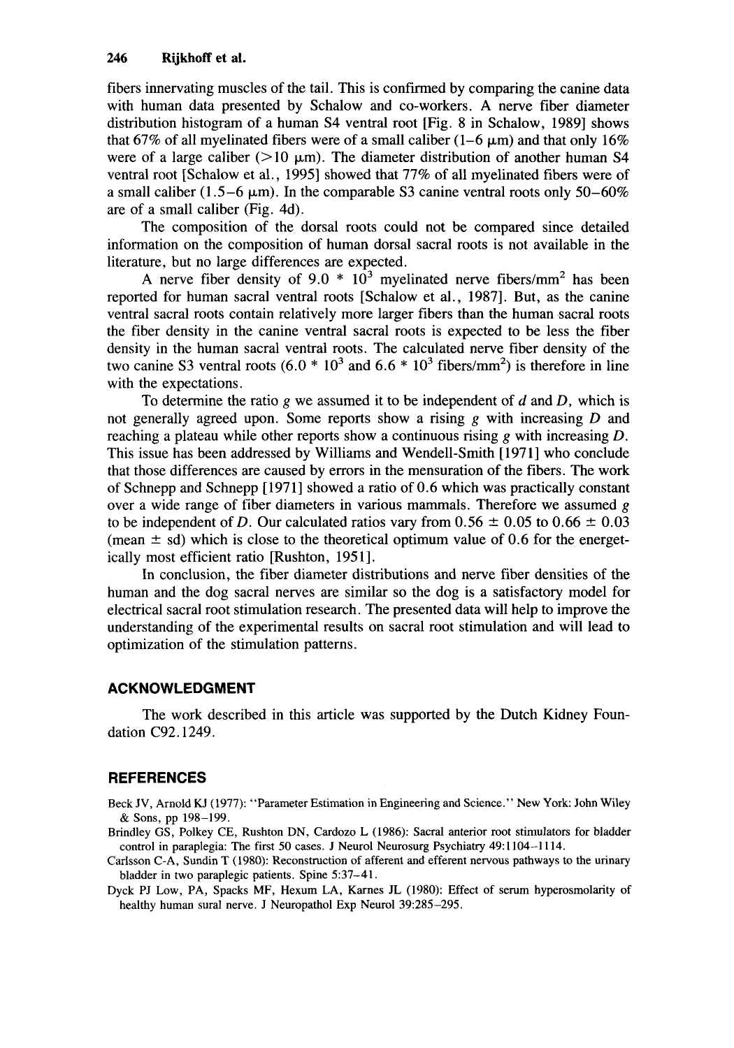fibers innervating muscles of the tail. This is confirmed by comparing the canine data with human data presented by Schalow and co-workers. A nerve fiber diameter distribution histogram of a human S4 ventral root [Fig. 8 in Schalow, 1989] shows that 67% of all myelinated fibers were of a small caliber (1–6 μm) and that only 16% were of a large caliber (>10 μm). The diameter distribution of another human S4 ventral root [Schalow et al., 1995] showed that 77% of all myelinated fibers were of a small caliber (1.5–6 μm). In the comparable S3 canine ventral roots only 50–60% are of a small caliber (Fig. 4d).

The composition of the dorsal roots could not be compared since detailed information on the composition of human dorsal sacral roots is not available in the literature, but no large differences are expected.

A nerve fiber density of $9.0 * 10^3$ myelinated nerve fibers/mm$^2$ has been reported for human sacral ventral roots [Schalow et al., 1987]. But, as the canine ventral sacral roots contain relatively more larger fibers than the human sacral roots the fiber density in the canine ventral sacral roots is expected to be less the fiber density in the human sacral ventral roots. The calculated nerve fiber density of the two canine S3 ventral roots ($6.0 * 10^3$ and $6.6 * 10^3$ fibers/mm$^2$) is therefore in line with the expectations.

To determine the ratio $g$ we assumed it to be independent of $d$ and $D$, which is not generally agreed upon. Some reports show a rising $g$ with increasing $D$ and reaching a plateau while other reports show a continuous rising $g$ with increasing $D$. This issue has been addressed by Williams and Wendell-Smith [1971] who conclude that those differences are caused by errors in the mensuration of the fibers. The work of Schnepp and Schnepp [1971] showed a ratio of 0.6 which was practically constant over a wide range of fiber diameters in various mammals. Therefore we assumed $g$ to be independent of $D$. Our calculated ratios vary from $0.56 \pm 0.05$ to $0.66 \pm 0.03$ (mean $\pm$ sd) which is close to the theoretical optimum value of 0.6 for the energetically most efficient ratio [Rushton, 1951].

In conclusion, the fiber diameter distributions and nerve fiber densities of the human and the dog sacral nerves are similar so the dog is a satisfactory model for electrical sacral root stimulation research. The presented data will help to improve the understanding of the experimental results on sacral root stimulation and will lead to optimization of the stimulation patterns.

## ACKNOWLEDGMENT

The work described in this article was supported by the Dutch Kidney Foundation C92.1249.

## REFERENCES

Beck JV, Arnold KJ (1977): "Parameter Estimation in Engineering and Science." New York: John Wiley & Sons, pp 198–199.

Brindley GS, Polkey CE, Rushton DN, Cardozo L (1986): Sacral anterior root stimulators for bladder control in paraplegia: The first 50 cases. J Neurol Neurosurg Psychiatry 49:1104–1114.

Carlsson C-A, Sundin T (1980): Reconstruction of afferent and efferent nervous pathways to the urinary bladder in two paraplegic patients. Spine 5:37–41.

Dyck PJ Low, PA, Spacks MF, Hexum LA, Karnes JL (1980): Effect of serum hyperosmolarity of healthy human sural nerve. J Neuropathol Exp Neurol 39:285–295.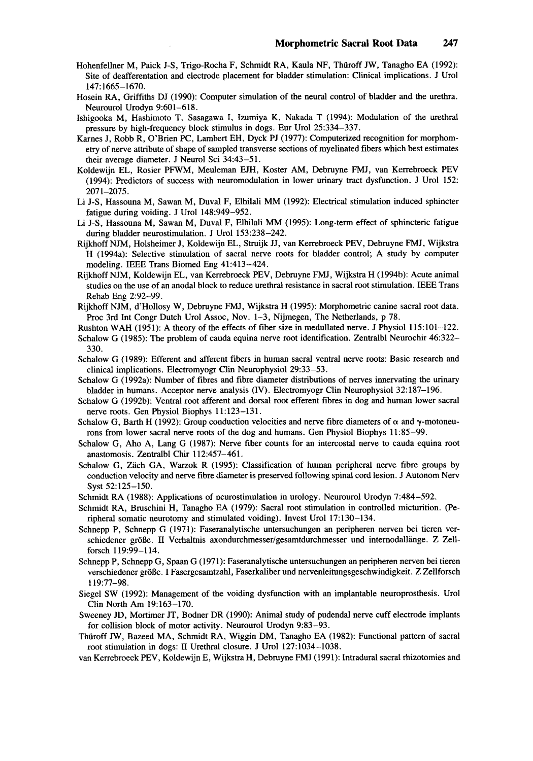Hohenfellner M, Paick J-S, Trigo-Rocha F, Schmidt RA, Kaula NF, Thüroff JW, Tanagho EA (1992): Site of deafferentation and electrode placement for bladder stimulation: Clinical implications. J Urol 147:1665–1670.

Hosein RA, Griffiths DJ (1990): Computer simulation of the neural control of bladder and the urethra. Neurourol Urodyn 9:601–618.

Ishigooka M, Hashimoto T, Sasagawa I, Izumiya K, Nakada T (1994): Modulation of the urethral pressure by high-frequency block stimulus in dogs. Eur Urol 25:334–337.

Karnes J, Robb R, O'Brien PC, Lambert EH, Dyck PJ (1977): Computerized recognition for morphometry of nerve attribute of shape of sampled transverse sections of myelinated fibers which best estimates their average diameter. J Neurol Sci 34:43–51.

Koldewijn EL, Rosier PFWM, Meuleman EJH, Koster AM, Debruyne FMJ, van Kerrebroeck PEV (1994): Predictors of success with neuromodulation in lower urinary tract dysfunction. J Urol 152: 2071–2075.

Li J-S, Hassouna M, Sawan M, Duval F, Elhilali MM (1992): Electrical stimulation induced sphincter fatigue during voiding. J Urol 148:949–952.

Li J-S, Hassouna M, Sawan M, Duval F, Elhilali MM (1995): Long-term effect of sphincteric fatigue during bladder neurostimulation. J Urol 153:238–242.

Rijkhoff NJM, Holsheimer J, Koldewijn EL, Struijk JJ, van Kerrebroeck PEV, Debruyne FMJ, Wijkstra H (1994a): Selective stimulation of sacral nerve roots for bladder control; A study by computer modeling. IEEE Trans Biomed Eng 41:413–424.

Rijkhoff NJM, Koldewijn EL, van Kerrebroeck PEV, Debruyne FMJ, Wijkstra H (1994b): Acute animal studies on the use of an anodal block to reduce urethral resistance in sacral root stimulation. IEEE Trans Rehab Eng 2:92–99.

Rijkhoff NJM, d'Hollosy W, Debruyne FMJ, Wijkstra H (1995): Morphometric canine sacral root data. Proc 3rd Int Congr Dutch Urol Assoc, Nov. 1–3, Nijmegen, The Netherlands, p 78.

Rushton WAH (1951): A theory of the effects of fiber size in medullated nerve. J Physiol 115:101–122.

Schalow G (1985): The problem of cauda equina nerve root identification. Zentralbl Neurochir 46:322–330.

Schalow G (1989): Efferent and afferent fibers in human sacral ventral nerve roots: Basic research and clinical implications. Electromyogr Clin Neurophysiol 29:33–53.

Schalow G (1992a): Number of fibres and fibre diameter distributions of nerves innervating the urinary bladder in humans. Acceptor nerve analysis (IV). Electromyogr Clin Neurophysiol 32:187–196.

Schalow G (1992b): Ventral root afferent and dorsal root efferent fibres in dog and human lower sacral nerve roots. Gen Physiol Biophys 11:123–131.

Schalow G, Barth H (1992): Group conduction velocities and nerve fibre diameters of α and γ-motoneurons from lower sacral nerve roots of the dog and humans. Gen Physiol Biophys 11:85–99.

Schalow G, Aho A, Lang G (1987): Nerve fiber counts for an intercostal nerve to cauda equina root anastomosis. Zentralbl Chir 112:457–461.

Schalow G, Zäch GA, Warzok R (1995): Classification of human peripheral nerve fibre groups by conduction velocity and nerve fibre diameter is preserved following spinal cord lesion. J Autonom Nerv Syst 52:125–150.

Schmidt RA (1988): Applications of neurostimulation in urology. Neurourol Urodyn 7:484–592.

Schmidt RA, Bruschini H, Tanagho EA (1979): Sacral root stimulation in controlled micturition. (Peripheral somatic neurotomy and stimulated voiding). Invest Urol 17:130–134.

Schnepp P, Schnepp G (1971): Faseranalytische untersuchungen an peripheren nerven bei tieren verschiedener größe. II Verhaltnis axondurchmesser/gesamtdurchmesser und internodallänge. Z Zellforsch 119:99–114.

Schnepp P, Schnepp G, Spaan G (1971): Faseranalytische untersuchungen an peripheren nerven bei tieren verschiedener größe. I Fasergesamtzahl, Faserkaliber und nervenleitungsgeschwindigkeit. Z Zellforsch 119:77–98.

Siegel SW (1992): Management of the voiding dysfunction with an implantable neuroprosthesis. Urol Clin North Am 19:163–170.

Sweeney JD, Mortimer JT, Bodner DR (1990): Animal study of pudendal nerve cuff electrode implants for collision block of motor activity. Neurourol Urodyn 9:83–93.

Thüroff JW, Bazeed MA, Schmidt RA, Wiggin DM, Tanagho EA (1982): Functional pattern of sacral root stimulation in dogs: II Urethral closure. J Urol 127:1034–1038.

van Kerrebroeck PEV, Koldewijn E, Wijkstra H, Debruyne FMJ (1991): Intradural sacral rhizotomies and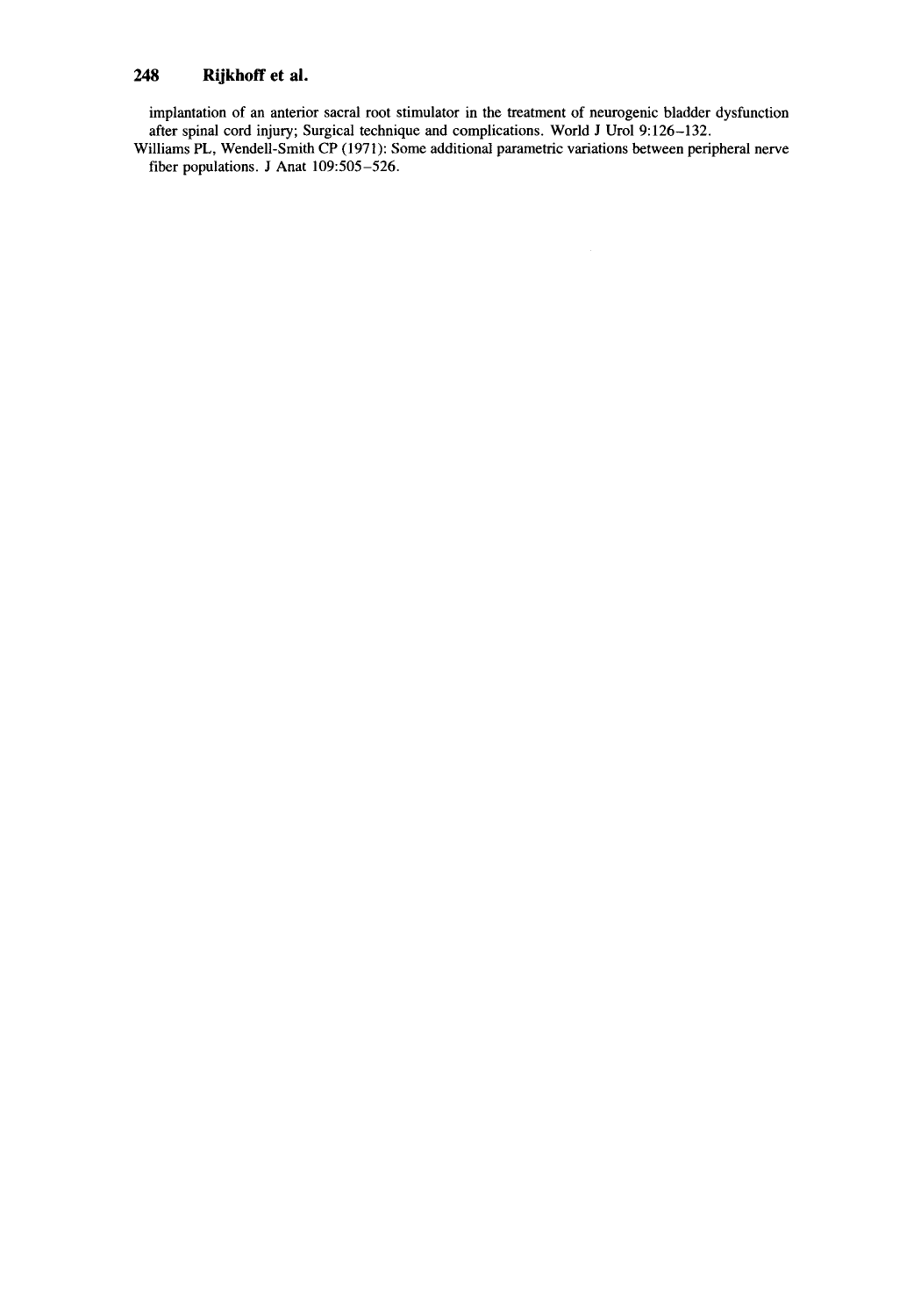implantation of an anterior sacral root stimulator in the treatment of neurogenic bladder dysfunction after spinal cord injury; Surgical technique and complications. World J Urol 9:126–132.

Williams PL, Wendell-Smith CP (1971): Some additional parametric variations between peripheral nerve fiber populations. J Anat 109:505–526.